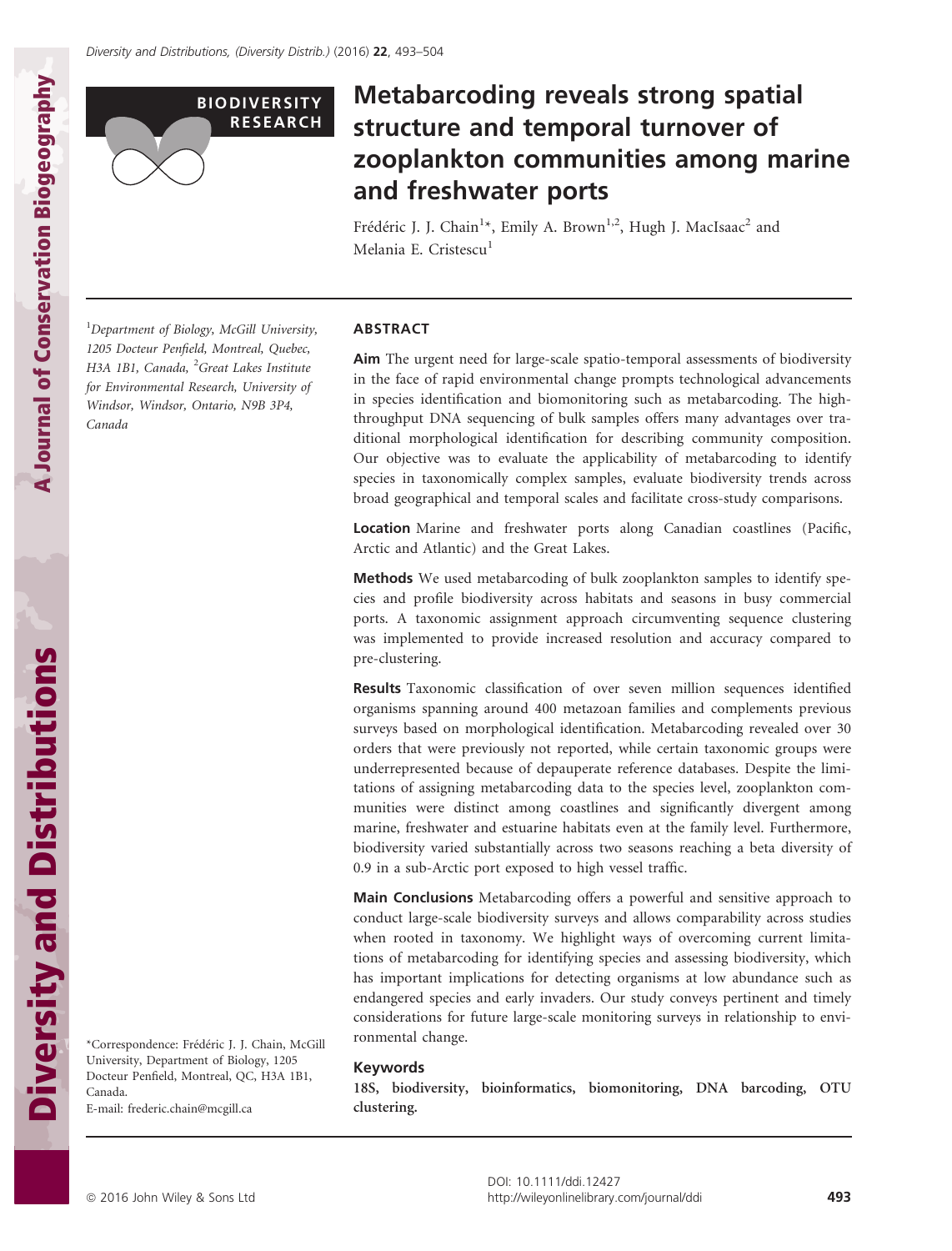BIODIVERSITY RESEARCH

# Metabarcoding reveals strong spatial structure and temporal turnover of zooplankton communities among marine and freshwater ports

Frédéric J. J. Chain[1]*, Emily A. Brown[1,2], Hugh J. MacIsaac[2] and Melania E. Cristescu[1]

[1]Department of Biology, McGill University, 1205 Docteur Penfield, Montreal, Quebec, H3A 1B1, Canada, [2]Great Lakes Institute for Environmental Research, University of Windsor, Windsor, Ontario, N9B 3P4, Canada

*Correspondence: Frédéric J. J. Chain, McGill University, Department of Biology, 1205 Docteur Penfield, Montreal, QC, H3A 1B1, Canada.
E-mail: frederic.chain@mcgill.ca

## ABSTRACT

**Aim** The urgent need for large-scale spatio-temporal assessments of biodiversity in the face of rapid environmental change prompts technological advancements in species identification and biomonitoring such as metabarcoding. The high-throughput DNA sequencing of bulk samples offers many advantages over traditional morphological identification for describing community composition. Our objective was to evaluate the applicability of metabarcoding to identify species in taxonomically complex samples, evaluate biodiversity trends across broad geographical and temporal scales and facilitate cross-study comparisons.

**Location** Marine and freshwater ports along Canadian coastlines (Pacific, Arctic and Atlantic) and the Great Lakes.

**Methods** We used metabarcoding of bulk zooplankton samples to identify species and profile biodiversity across habitats and seasons in busy commercial ports. A taxonomic assignment approach circumventing sequence clustering was implemented to provide increased resolution and accuracy compared to pre-clustering.

**Results** Taxonomic classification of over seven million sequences identified organisms spanning around 400 metazoan families and complements previous surveys based on morphological identification. Metabarcoding revealed over 30 orders that were previously not reported, while certain taxonomic groups were underrepresented because of depauperate reference databases. Despite the limitations of assigning metabarcoding data to the species level, zooplankton communities were distinct among coastlines and significantly divergent among marine, freshwater and estuarine habitats even at the family level. Furthermore, biodiversity varied substantially across two seasons reaching a beta diversity of 0.9 in a sub-Arctic port exposed to high vessel traffic.

**Main Conclusions** Metabarcoding offers a powerful and sensitive approach to conduct large-scale biodiversity surveys and allows comparability across studies when rooted in taxonomy. We highlight ways of overcoming current limitations of metabarcoding for identifying species and assessing biodiversity, which has important implications for detecting organisms at low abundance such as endangered species and early invaders. Our study conveys pertinent and timely considerations for future large-scale monitoring surveys in relationship to environmental change.

### Keywords

18S, biodiversity, bioinformatics, biomonitoring, DNA barcoding, OTU clustering.

DOI: 10.1111/ddi.12427
http://wileyonlinelibrary.com/journal/ddi

© 2016 John Wiley & Sons Ltd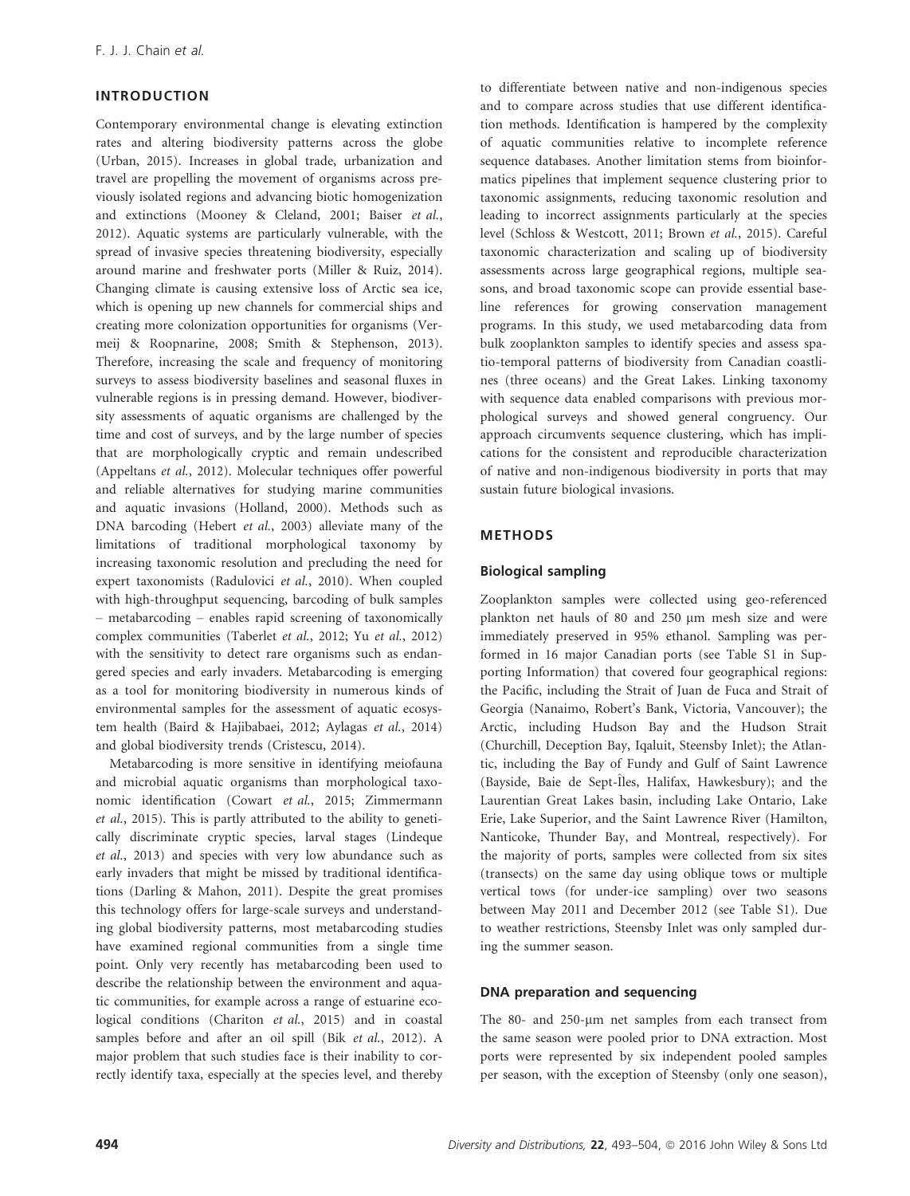## INTRODUCTION

Contemporary environmental change is elevating extinction rates and altering biodiversity patterns across the globe (Urban, 2015). Increases in global trade, urbanization and travel are propelling the movement of organisms across previously isolated regions and advancing biotic homogenization and extinctions (Mooney & Cleland, 2001; Baiser *et al.*, 2012). Aquatic systems are particularly vulnerable, with the spread of invasive species threatening biodiversity, especially around marine and freshwater ports (Miller & Ruiz, 2014). Changing climate is causing extensive loss of Arctic sea ice, which is opening up new channels for commercial ships and creating more colonization opportunities for organisms (Vermeij & Roopnarine, 2008; Smith & Stephenson, 2013). Therefore, increasing the scale and frequency of monitoring surveys to assess biodiversity baselines and seasonal fluxes in vulnerable regions is in pressing demand. However, biodiversity assessments of aquatic organisms are challenged by the time and cost of surveys, and by the large number of species that are morphologically cryptic and remain undescribed (Appeltans *et al.*, 2012). Molecular techniques offer powerful and reliable alternatives for studying marine communities and aquatic invasions (Holland, 2000). Methods such as DNA barcoding (Hebert *et al.*, 2003) alleviate many of the limitations of traditional morphological taxonomy by increasing taxonomic resolution and precluding the need for expert taxonomists (Radulovici *et al.*, 2010). When coupled with high-throughput sequencing, barcoding of bulk samples – metabarcoding – enables rapid screening of taxonomically complex communities (Taberlet *et al.*, 2012; Yu *et al.*, 2012) with the sensitivity to detect rare organisms such as endangered species and early invaders. Metabarcoding is emerging as a tool for monitoring biodiversity in numerous kinds of environmental samples for the assessment of aquatic ecosystem health (Baird & Hajibabaei, 2012; Aylagas *et al.*, 2014) and global biodiversity trends (Cristescu, 2014).

Metabarcoding is more sensitive in identifying meiofauna and microbial aquatic organisms than morphological taxonomic identification (Cowart *et al.*, 2015; Zimmermann *et al.*, 2015). This is partly attributed to the ability to genetically discriminate cryptic species, larval stages (Lindeque *et al.*, 2013) and species with very low abundance such as early invaders that might be missed by traditional identifications (Darling & Mahon, 2011). Despite the great promises this technology offers for large-scale surveys and understanding global biodiversity patterns, most metabarcoding studies have examined regional communities from a single time point. Only very recently has metabarcoding been used to describe the relationship between the environment and aquatic communities, for example across a range of estuarine ecological conditions (Chariton *et al.*, 2015) and in coastal samples before and after an oil spill (Bik *et al.*, 2012). A major problem that such studies face is their inability to correctly identify taxa, especially at the species level, and thereby to differentiate between native and non-indigenous species and to compare across studies that use different identification methods. Identification is hampered by the complexity of aquatic communities relative to incomplete reference sequence databases. Another limitation stems from bioinformatics pipelines that implement sequence clustering prior to taxonomic assignments, reducing taxonomic resolution and leading to incorrect assignments particularly at the species level (Schloss & Westcott, 2011; Brown *et al.*, 2015). Careful taxonomic characterization and scaling up of biodiversity assessments across large geographical regions, multiple seasons, and broad taxonomic scope can provide essential baseline references for growing conservation management programs. In this study, we used metabarcoding data from bulk zooplankton samples to identify species and assess spatio-temporal patterns of biodiversity from Canadian coastlines (three oceans) and the Great Lakes. Linking taxonomy with sequence data enabled comparisons with previous morphological surveys and showed general congruency. Our approach circumvents sequence clustering, which has implications for the consistent and reproducible characterization of native and non-indigenous biodiversity in ports that may sustain future biological invasions.

## METHODS

### Biological sampling

Zooplankton samples were collected using geo-referenced plankton net hauls of 80 and 250 μm mesh size and were immediately preserved in 95% ethanol. Sampling was performed in 16 major Canadian ports (see Table S1 in Supporting Information) that covered four geographical regions: the Pacific, including the Strait of Juan de Fuca and Strait of Georgia (Nanaimo, Robert's Bank, Victoria, Vancouver); the Arctic, including Hudson Bay and the Hudson Strait (Churchill, Deception Bay, Iqaluit, Steensby Inlet); the Atlantic, including the Bay of Fundy and Gulf of Saint Lawrence (Bayside, Baie de Sept-Îles, Halifax, Hawkesbury); and the Laurentian Great Lakes basin, including Lake Ontario, Lake Erie, Lake Superior, and the Saint Lawrence River (Hamilton, Nanticoke, Thunder Bay, and Montreal, respectively). For the majority of ports, samples were collected from six sites (transects) on the same day using oblique tows or multiple vertical tows (for under-ice sampling) over two seasons between May 2011 and December 2012 (see Table S1). Due to weather restrictions, Steensby Inlet was only sampled during the summer season.

### DNA preparation and sequencing

The 80- and 250-μm net samples from each transect from the same season were pooled prior to DNA extraction. Most ports were represented by six independent pooled samples per season, with the exception of Steensby (only one season),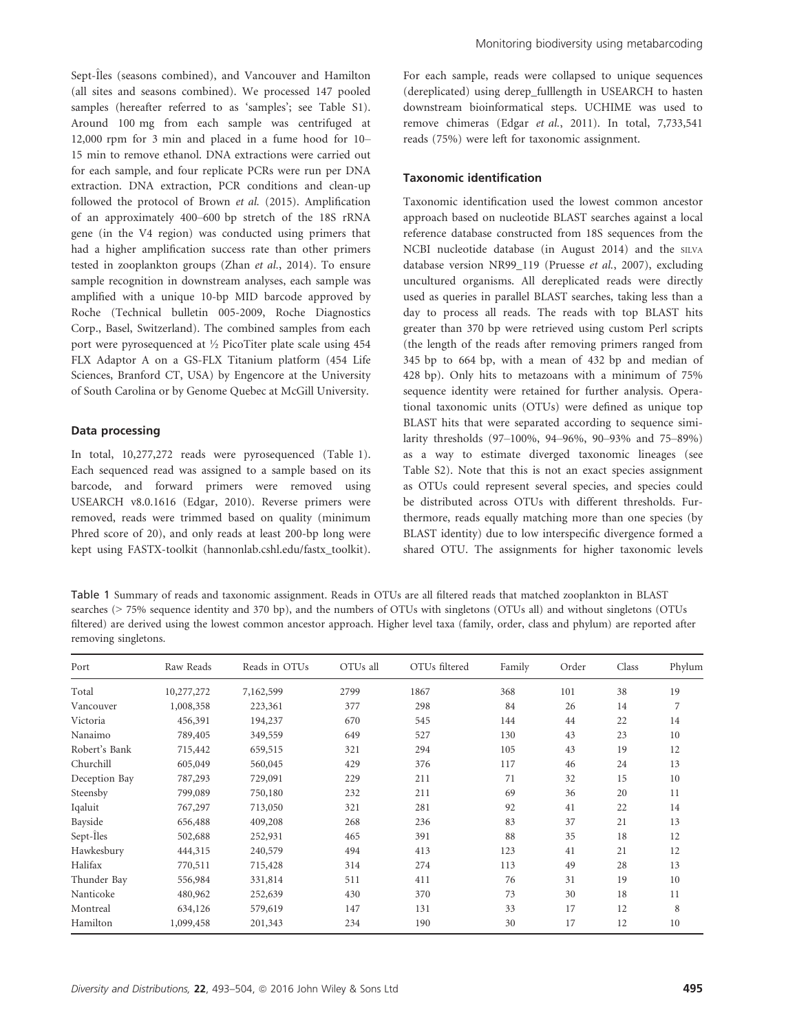Sept-Îles (seasons combined), and Vancouver and Hamilton (all sites and seasons combined). We processed 147 pooled samples (hereafter referred to as 'samples'; see Table S1). Around 100 mg from each sample was centrifuged at 12,000 rpm for 3 min and placed in a fume hood for 10–15 min to remove ethanol. DNA extractions were carried out for each sample, and four replicate PCRs were run per DNA extraction. DNA extraction, PCR conditions and clean-up followed the protocol of Brown *et al.* (2015). Amplification of an approximately 400–600 bp stretch of the 18S rRNA gene (in the V4 region) was conducted using primers that had a higher amplification success rate than other primers tested in zooplankton groups (Zhan *et al.*, 2014). To ensure sample recognition in downstream analyses, each sample was amplified with a unique 10-bp MID barcode approved by Roche (Technical bulletin 005-2009, Roche Diagnostics Corp., Basel, Switzerland). The combined samples from each port were pyrosequenced at ½ PicoTiter plate scale using 454 FLX Adaptor A on a GS-FLX Titanium platform (454 Life Sciences, Branford CT, USA) by Engencore at the University of South Carolina or by Genome Quebec at McGill University.

### Data processing

In total, 10,277,272 reads were pyrosequenced (Table 1). Each sequenced read was assigned to a sample based on its barcode, and forward primers were removed using USEARCH v8.0.1616 (Edgar, 2010). Reverse primers were removed, reads were trimmed based on quality (minimum Phred score of 20), and only reads at least 200-bp long were kept using FASTX-toolkit (hannonlab.cshl.edu/fastx_toolkit). For each sample, reads were collapsed to unique sequences (dereplicated) using derep_fulllength in USEARCH to hasten downstream bioinformatical steps. UCHIME was used to remove chimeras (Edgar *et al.*, 2011). In total, 7,733,541 reads (75%) were left for taxonomic assignment.

### Taxonomic identification

Taxonomic identification used the lowest common ancestor approach based on nucleotide BLAST searches against a local reference database constructed from 18S sequences from the NCBI nucleotide database (in August 2014) and the SILVA database version NR99_119 (Pruesse *et al.*, 2007), excluding uncultured organisms. All dereplicated reads were directly used as queries in parallel BLAST searches, taking less than a day to process all reads. The reads with top BLAST hits greater than 370 bp were retrieved using custom Perl scripts (the length of the reads after removing primers ranged from 345 bp to 664 bp, with a mean of 432 bp and median of 428 bp). Only hits to metazoans with a minimum of 75% sequence identity were retained for further analysis. Operational taxonomic units (OTUs) were defined as unique top BLAST hits that were separated according to sequence similarity thresholds (97–100%, 94–96%, 90–93% and 75–89%) as a way to estimate diverged taxonomic lineages (see Table S2). Note that this is not an exact species assignment as OTUs could represent several species, and species could be distributed across OTUs with different thresholds. Furthermore, reads equally matching more than one species (by BLAST identity) due to low interspecific divergence formed a shared OTU. The assignments for higher taxonomic levels

Table 1 Summary of reads and taxonomic assignment. Reads in OTUs are all filtered reads that matched zooplankton in BLAST searches (> 75% sequence identity and 370 bp), and the numbers of OTUs with singletons (OTUs all) and without singletons (OTUs filtered) are derived using the lowest common ancestor approach. Higher level taxa (family, order, class and phylum) are reported after removing singletons.

| Port | Raw Reads | Reads in OTUs | OTUs all | OTUs filtered | Family | Order | Class | Phylum |
|---|---|---|---|---|---|---|---|---|
| Total | 10,277,272 | 7,162,599 | 2799 | 1867 | 368 | 101 | 38 | 19 |
| Vancouver | 1,008,358 | 223,361 | 377 | 298 | 84 | 26 | 14 | 7 |
| Victoria | 456,391 | 194,237 | 670 | 545 | 144 | 44 | 22 | 14 |
| Nanaimo | 789,405 | 349,559 | 649 | 527 | 130 | 43 | 23 | 10 |
| Robert's Bank | 715,442 | 659,515 | 321 | 294 | 105 | 43 | 19 | 12 |
| Churchill | 605,049 | 560,045 | 429 | 376 | 117 | 46 | 24 | 13 |
| Deception Bay | 787,293 | 729,091 | 229 | 211 | 71 | 32 | 15 | 10 |
| Steensby | 799,089 | 750,180 | 232 | 211 | 69 | 36 | 20 | 11 |
| Iqaluit | 767,297 | 713,050 | 321 | 281 | 92 | 41 | 22 | 14 |
| Bayside | 656,488 | 409,208 | 268 | 236 | 83 | 37 | 21 | 13 |
| Sept-Îles | 502,688 | 252,931 | 465 | 391 | 88 | 35 | 18 | 12 |
| Hawkesbury | 444,315 | 240,579 | 494 | 413 | 123 | 41 | 21 | 12 |
| Halifax | 770,511 | 715,428 | 314 | 274 | 113 | 49 | 28 | 13 |
| Thunder Bay | 556,984 | 331,814 | 511 | 411 | 76 | 31 | 19 | 10 |
| Nanticoke | 480,962 | 252,639 | 430 | 370 | 73 | 30 | 18 | 11 |
| Montreal | 634,126 | 579,619 | 147 | 131 | 33 | 17 | 12 | 8 |
| Hamilton | 1,099,458 | 201,343 | 234 | 190 | 30 | 17 | 12 | 10 |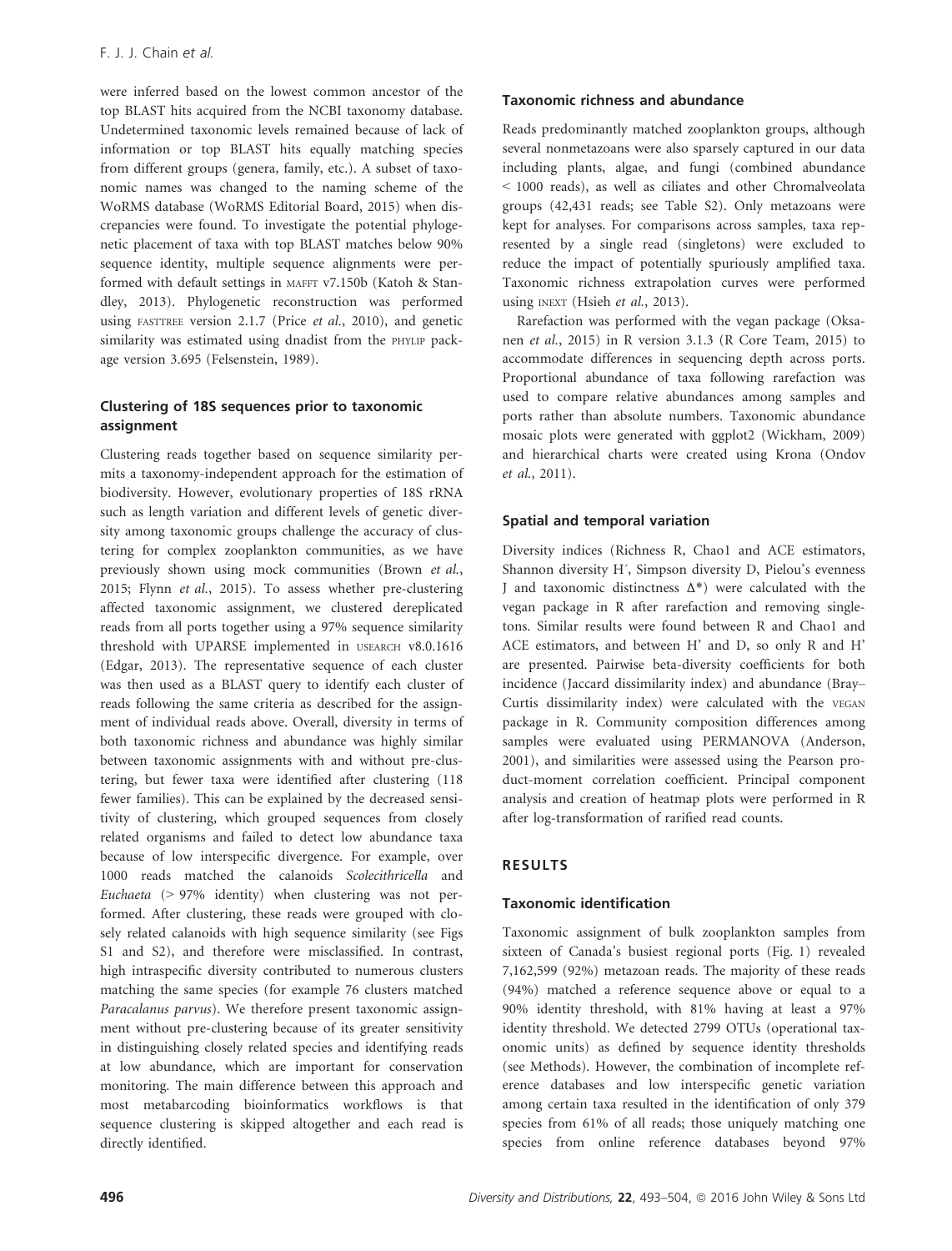were inferred based on the lowest common ancestor of the top BLAST hits acquired from the NCBI taxonomy database. Undetermined taxonomic levels remained because of lack of information or top BLAST hits equally matching species from different groups (genera, family, etc.). A subset of taxonomic names was changed to the naming scheme of the WoRMS database (WoRMS Editorial Board, 2015) when discrepancies were found. To investigate the potential phylogenetic placement of taxa with top BLAST matches below 90% sequence identity, multiple sequence alignments were performed with default settings in MAFFT v7.150b (Katoh & Standley, 2013). Phylogenetic reconstruction was performed using FASTTREE version 2.1.7 (Price *et al.*, 2010), and genetic similarity was estimated using dnadist from the PHYLIP package version 3.695 (Felsenstein, 1989).

### Clustering of 18S sequences prior to taxonomic assignment

Clustering reads together based on sequence similarity permits a taxonomy-independent approach for the estimation of biodiversity. However, evolutionary properties of 18S rRNA such as length variation and different levels of genetic diversity among taxonomic groups challenge the accuracy of clustering for complex zooplankton communities, as we have previously shown using mock communities (Brown *et al.*, 2015; Flynn *et al.*, 2015). To assess whether pre-clustering affected taxonomic assignment, we clustered dereplicated reads from all ports together using a 97% sequence similarity threshold with UPARSE implemented in USEARCH v8.0.1616 (Edgar, 2013). The representative sequence of each cluster was then used as a BLAST query to identify each cluster of reads following the same criteria as described for the assignment of individual reads above. Overall, diversity in terms of both taxonomic richness and abundance was highly similar between taxonomic assignments with and without pre-clustering, but fewer taxa were identified after clustering (118 fewer families). This can be explained by the decreased sensitivity of clustering, which grouped sequences from closely related organisms and failed to detect low abundance taxa because of low interspecific divergence. For example, over 1000 reads matched the calanoids *Scolecithricella* and *Euchaeta* (> 97% identity) when clustering was not performed. After clustering, these reads were grouped with closely related calanoids with high sequence similarity (see Figs S1 and S2), and therefore were misclassified. In contrast, high intraspecific diversity contributed to numerous clusters matching the same species (for example 76 clusters matched *Paracalanus parvus*). We therefore present taxonomic assignment without pre-clustering because of its greater sensitivity in distinguishing closely related species and identifying reads at low abundance, which are important for conservation monitoring. The main difference between this approach and most metabarcoding bioinformatics workflows is that sequence clustering is skipped altogether and each read is directly identified.

### Taxonomic richness and abundance

Reads predominantly matched zooplankton groups, although several nonmetazoans were also sparsely captured in our data including plants, algae, and fungi (combined abundance < 1000 reads), as well as ciliates and other Chromalveolata groups (42,431 reads; see Table S2). Only metazoans were kept for analyses. For comparisons across samples, taxa represented by a single read (singletons) were excluded to reduce the impact of potentially spuriously amplified taxa. Taxonomic richness extrapolation curves were performed using INEXT (Hsieh *et al.*, 2013).

Rarefaction was performed with the vegan package (Oksanen *et al.*, 2015) in R version 3.1.3 (R Core Team, 2015) to accommodate differences in sequencing depth across ports. Proportional abundance of taxa following rarefaction was used to compare relative abundances among samples and ports rather than absolute numbers. Taxonomic abundance mosaic plots were generated with ggplot2 (Wickham, 2009) and hierarchical charts were created using Krona (Ondov *et al.*, 2011).

### Spatial and temporal variation

Diversity indices (Richness R, Chao1 and ACE estimators, Shannon diversity H′, Simpson diversity D, Pielou's evenness J and taxonomic distinctness $\Delta^*$) were calculated with the vegan package in R after rarefaction and removing singletons. Similar results were found between R and Chao1 and ACE estimators, and between H′ and D, so only R and H′ are presented. Pairwise beta-diversity coefficients for both incidence (Jaccard dissimilarity index) and abundance (Bray–Curtis dissimilarity index) were calculated with the VEGAN package in R. Community composition differences among samples were evaluated using PERMANOVA (Anderson, 2001), and similarities were assessed using the Pearson product-moment correlation coefficient. Principal component analysis and creation of heatmap plots were performed in R after log-transformation of rarified read counts.

## RESULTS

### Taxonomic identification

Taxonomic assignment of bulk zooplankton samples from sixteen of Canada's busiest regional ports (Fig. 1) revealed 7,162,599 (92%) metazoan reads. The majority of these reads (94%) matched a reference sequence above or equal to a 90% identity threshold, with 81% having at least a 97% identity threshold. We detected 2799 OTUs (operational taxonomic units) as defined by sequence identity thresholds (see Methods). However, the combination of incomplete reference databases and low interspecific genetic variation among certain taxa resulted in the identification of only 379 species from 61% of all reads; those uniquely matching one species from online reference databases beyond 97%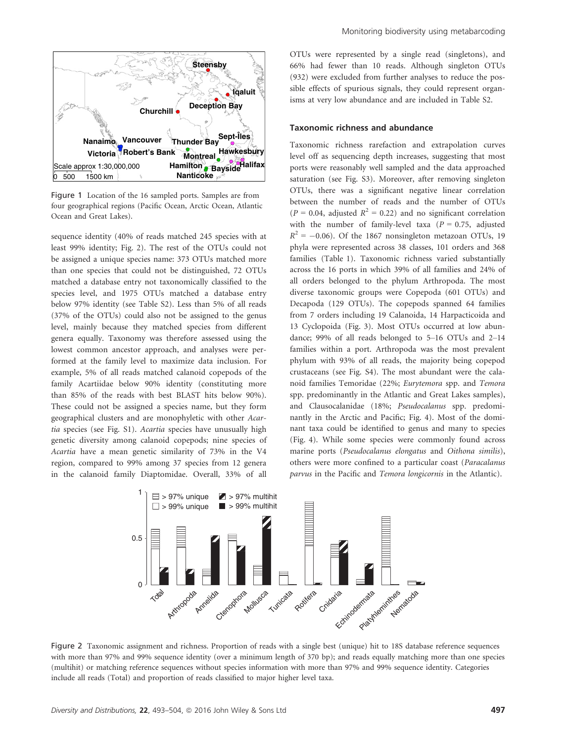Figure 1 Location of the 16 sampled ports. Samples are from four geographical regions (Pacific Ocean, Arctic Ocean, Atlantic Ocean and Great Lakes).

sequence identity (40% of reads matched 245 species with at least 99% identity; Fig. 2). The rest of the OTUs could not be assigned a unique species name: 373 OTUs matched more than one species that could not be distinguished, 72 OTUs matched a database entry not taxonomically classified to the species level, and 1975 OTUs matched a database entry below 97% identity (see Table S2). Less than 5% of all reads (37% of the OTUs) could also not be assigned to the genus level, mainly because they matched species from different genera equally. Taxonomy was therefore assessed using the lowest common ancestor approach, and analyses were performed at the family level to maximize data inclusion. For example, 5% of all reads matched calanoid copepods of the family Acartiidae below 90% identity (constituting more than 85% of the reads with best BLAST hits below 90%). These could not be assigned a species name, but they form geographical clusters and are monophyletic with other *Acartia* species (see Fig. S1). *Acartia* species have unusually high genetic diversity among calanoid copepods; nine species of *Acartia* have a mean genetic similarity of 73% in the V4 region, compared to 99% among 37 species from 12 genera in the calanoid family Diaptomidae. Overall, 33% of all OTUs were represented by a single read (singletons), and 66% had fewer than 10 reads. Although singleton OTUs (932) were excluded from further analyses to reduce the possible effects of spurious signals, they could represent organisms at very low abundance and are included in Table S2.

### Taxonomic richness and abundance

Taxonomic richness rarefaction and extrapolation curves level off as sequencing depth increases, suggesting that most ports were reasonably well sampled and the data approached saturation (see Fig. S3). Moreover, after removing singleton OTUs, there was a significant negative linear correlation between the number of reads and the number of OTUs ($P = 0.04$, adjusted $R^2 = 0.22$) and no significant correlation with the number of family-level taxa ($P = 0.75$, adjusted $R^2 = -0.06$). Of the 1867 nonsingleton metazoan OTUs, 19 phyla were represented across 38 classes, 101 orders and 368 families (Table 1). Taxonomic richness varied substantially across the 16 ports in which 39% of all families and 24% of all orders belonged to the phylum Arthropoda. The most diverse taxonomic groups were Copepoda (601 OTUs) and Decapoda (129 OTUs). The copepods spanned 64 families from 7 orders including 19 Calanoida, 14 Harpacticoida and 13 Cyclopoida (Fig. 3). Most OTUs occurred at low abundance; 99% of all reads belonged to 5–16 OTUs and 2–14 families within a port. Arthropoda was the most prevalent phylum with 93% of all reads, the majority being copepod crustaceans (see Fig. S4). The most abundant were the calanoid families Temoridae (22%; *Eurytemora* spp. and *Temora* spp. predominantly in the Atlantic and Great Lakes samples), and Clausocalanidae (18%; *Pseudocalanus* spp. predominantly in the Arctic and Pacific; Fig. 4). Most of the dominant taxa could be identified to genus and many to species (Fig. 4). While some species were commonly found across marine ports (*Pseudocalanus elongatus* and *Oithona similis*), others were more confined to a particular coast (*Paracalanus parvus* in the Pacific and *Temora longicornis* in the Atlantic).

Figure 2 Taxonomic assignment and richness. Proportion of reads with a single best (unique) hit to 18S database reference sequences with more than 97% and 99% sequence identity (over a minimum length of 370 bp); and reads equally matching more than one species (multihit) or matching reference sequences without species information with more than 97% and 99% sequence identity. Categories include all reads (Total) and proportion of reads classified to major higher level taxa.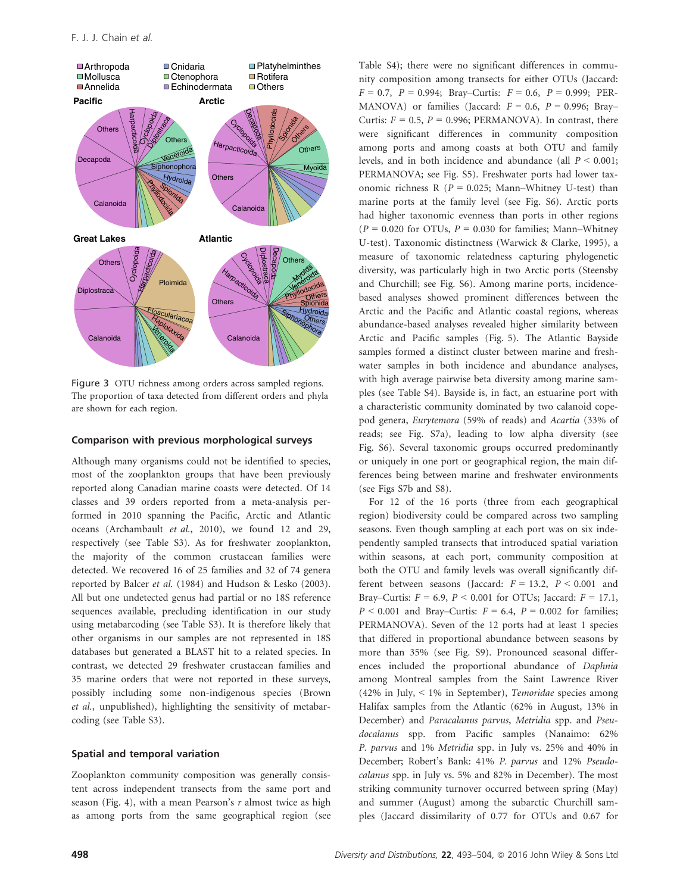Figure 3 OTU richness among orders across sampled regions. The proportion of taxa detected from different orders and phyla are shown for each region.

## Comparison with previous morphological surveys

Although many organisms could not be identified to species, most of the zooplankton groups that have been previously reported along Canadian marine coasts were detected. Of 14 classes and 39 orders reported from a meta-analysis performed in 2010 spanning the Pacific, Arctic and Atlantic oceans (Archambault *et al.*, 2010), we found 12 and 29, respectively (see Table S3). As for freshwater zooplankton, the majority of the common crustacean families were detected. We recovered 16 of 25 families and 32 of 74 genera reported by Balcer *et al.* (1984) and Hudson & Lesko (2003). All but one undetected genus had partial or no 18S reference sequences available, precluding identification in our study using metabarcoding (see Table S3). It is therefore likely that other organisms in our samples are not represented in 18S databases but generated a BLAST hit to a related species. In contrast, we detected 29 freshwater crustacean families and 35 marine orders that were not reported in these surveys, possibly including some non-indigenous species (Brown *et al.*, unpublished), highlighting the sensitivity of metabarcoding (see Table S3).

## Spatial and temporal variation

Zooplankton community composition was generally consistent across independent transects from the same port and season (Fig. 4), with a mean Pearson's $r$ almost twice as high as among ports from the same geographical region (see Table S4); there were no significant differences in community composition among transects for either OTUs (Jaccard: $F = 0.7$, $P = 0.994$; Bray–Curtis: $F = 0.6$, $P = 0.999$; PERMANOVA) or families (Jaccard: $F = 0.6$, $P = 0.996$; Bray–Curtis: $F = 0.5$, $P = 0.996$; PERMANOVA). In contrast, there were significant differences in community composition among ports and among coasts at both OTU and family levels, and in both incidence and abundance (all $P < 0.001$; PERMANOVA; see Fig. S5). Freshwater ports had lower taxonomic richness R ($P = 0.025$; Mann–Whitney U-test) than marine ports at the family level (see Fig. S6). Arctic ports had higher taxonomic evenness than ports in other regions ($P = 0.020$ for OTUs, $P = 0.030$ for families; Mann–Whitney U-test). Taxonomic distinctness (Warwick & Clarke, 1995), a measure of taxonomic relatedness capturing phylogenetic diversity, was particularly high in two Arctic ports (Steensby and Churchill; see Fig. S6). Among marine ports, incidence-based analyses showed prominent differences between the Arctic and the Pacific and Atlantic coastal regions, whereas abundance-based analyses revealed higher similarity between Arctic and Pacific samples (Fig. 5). The Atlantic Bayside samples formed a distinct cluster between marine and freshwater samples in both incidence and abundance analyses, with high average pairwise beta diversity among marine samples (see Table S4). Bayside is, in fact, an estuarine port with a characteristic community dominated by two calanoid copepod genera, *Eurytemora* (59% of reads) and *Acartia* (33% of reads; see Fig. S7a), leading to low alpha diversity (see Fig. S6). Several taxonomic groups occurred predominantly or uniquely in one port or geographical region, the main differences being between marine and freshwater environments (see Figs S7b and S8).

For 12 of the 16 ports (three from each geographical region) biodiversity could be compared across two sampling seasons. Even though sampling at each port was on six independently sampled transects that introduced spatial variation within seasons, at each port, community composition at both the OTU and family levels was overall significantly different between seasons (Jaccard: $F = 13.2$, $P < 0.001$ and Bray–Curtis: $F = 6.9$, $P < 0.001$ for OTUs; Jaccard: $F = 17.1$, $P < 0.001$ and Bray–Curtis: $F = 6.4$, $P = 0.002$ for families; PERMANOVA). Seven of the 12 ports had at least 1 species that differed in proportional abundance between seasons by more than 35% (see Fig. S9). Pronounced seasonal differences included the proportional abundance of *Daphnia* among Montreal samples from the Saint Lawrence River (42% in July, < 1% in September), *Temoridae* species among Halifax samples from the Atlantic (62% in August, 13% in December) and *Paracalanus parvus*, *Metridia* spp. and *Pseudocalanus* spp. from Pacific samples (Nanaimo: 62% *P. parvus* and 1% *Metridia* spp. in July vs. 25% and 40% in December; Robert's Bank: 41% *P. parvus* and 12% *Pseudocalanus* spp. in July vs. 5% and 82% in December). The most striking community turnover occurred between spring (May) and summer (August) among the subarctic Churchill samples (Jaccard dissimilarity of 0.77 for OTUs and 0.67 for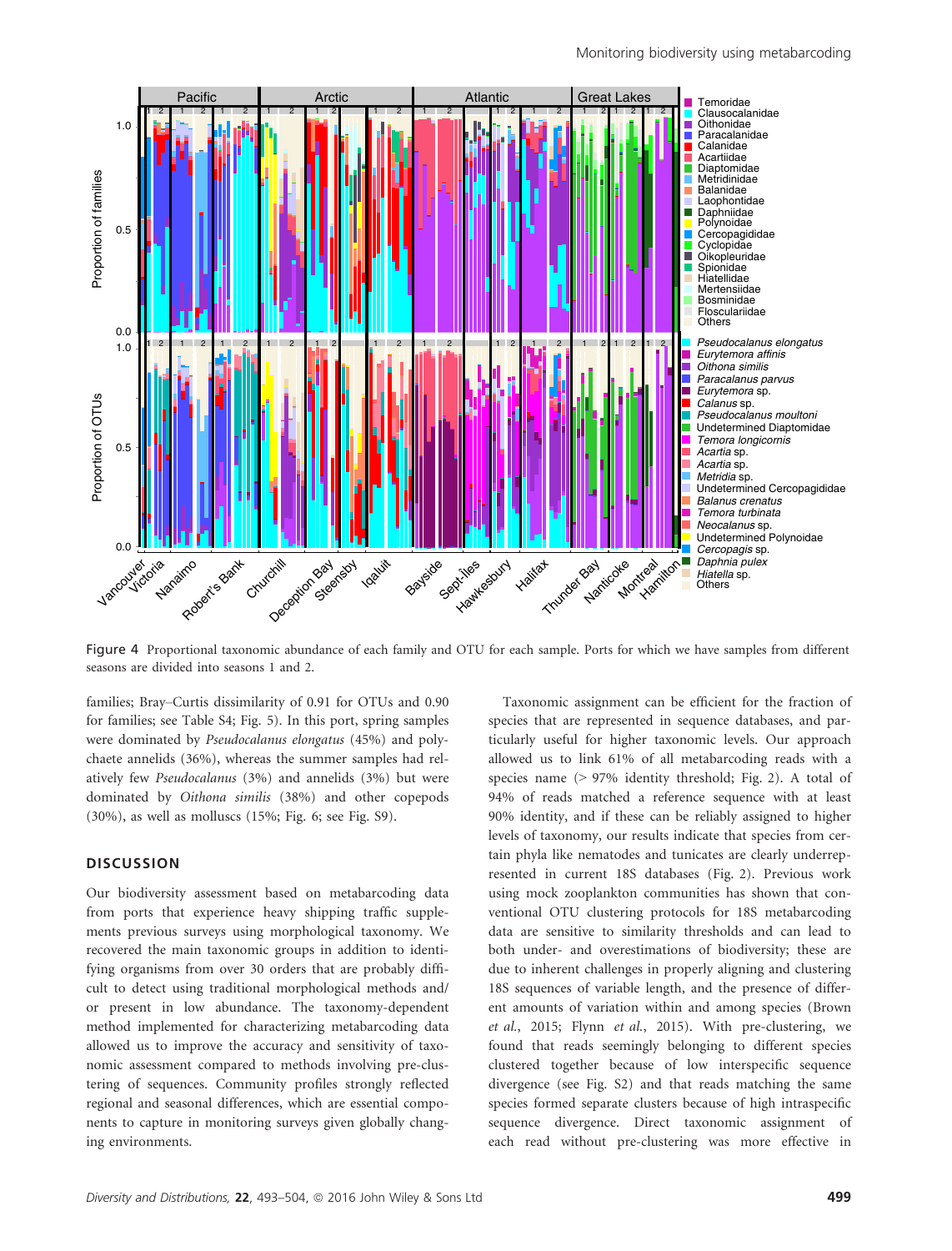Figure 4 Proportional taxonomic abundance of each family and OTU for each sample. Ports for which we have samples from different seasons are divided into seasons 1 and 2.

families; Bray–Curtis dissimilarity of 0.91 for OTUs and 0.90 for families; see Table S4; Fig. 5). In this port, spring samples were dominated by *Pseudocalanus elongatus* (45%) and polychaete annelids (36%), whereas the summer samples had relatively few *Pseudocalanus* (3%) and annelids (3%) but were dominated by *Oithona similis* (38%) and other copepods (30%), as well as molluscs (15%; Fig. 6; see Fig. S9).

## DISCUSSION

Our biodiversity assessment based on metabarcoding data from ports that experience heavy shipping traffic supplements previous surveys using morphological taxonomy. We recovered the main taxonomic groups in addition to identifying organisms from over 30 orders that are probably difficult to detect using traditional morphological methods and/or present in low abundance. The taxonomy-dependent method implemented for characterizing metabarcoding data allowed us to improve the accuracy and sensitivity of taxonomic assessment compared to methods involving pre-clustering of sequences. Community profiles strongly reflected regional and seasonal differences, which are essential components to capture in monitoring surveys given globally changing environments.

Taxonomic assignment can be efficient for the fraction of species that are represented in sequence databases, and particularly useful for higher taxonomic levels. Our approach allowed us to link 61% of all metabarcoding reads with a species name (> 97% identity threshold; Fig. 2). A total of 94% of reads matched a reference sequence with at least 90% identity, and if these can be reliably assigned to higher levels of taxonomy, our results indicate that species from certain phyla like nematodes and tunicates are clearly underrepresented in current 18S databases (Fig. 2). Previous work using mock zooplankton communities has shown that conventional OTU clustering protocols for 18S metabarcoding data are sensitive to similarity thresholds and can lead to both under- and overestimations of biodiversity; these are due to inherent challenges in properly aligning and clustering 18S sequences of variable length, and the presence of different amounts of variation within and among species (Brown *et al.*, 2015; Flynn *et al.*, 2015). With pre-clustering, we found that reads seemingly belonging to different species clustered together because of low interspecific sequence divergence (see Fig. S2) and that reads matching the same species formed separate clusters because of high intraspecific sequence divergence. Direct taxonomic assignment of each read without pre-clustering was more effective in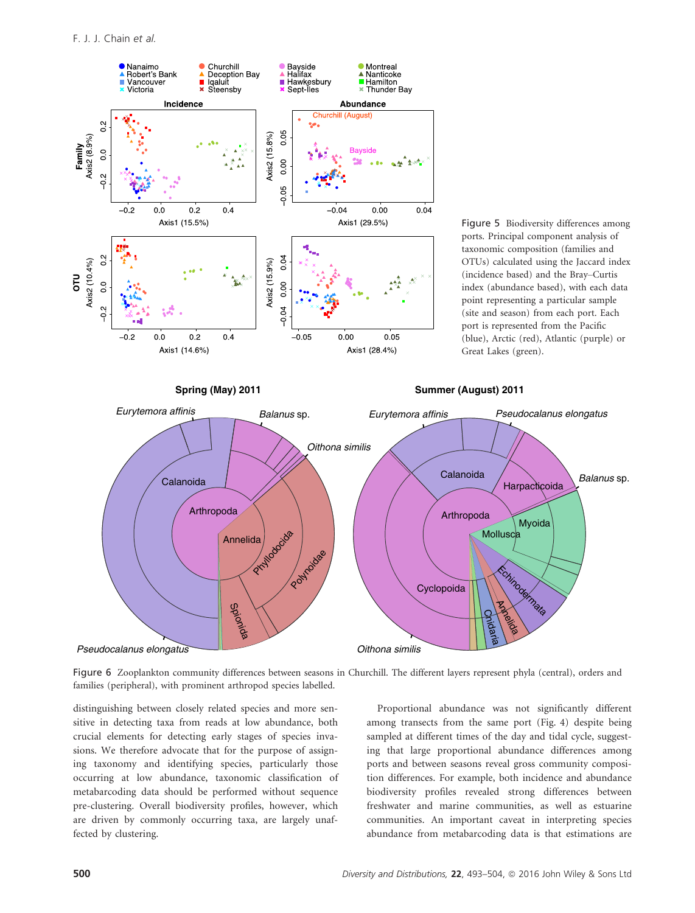Figure 5 Biodiversity differences among ports. Principal component analysis of taxonomic composition (families and OTUs) calculated using the Jaccard index (incidence based) and the Bray–Curtis index (abundance based), with each data point representing a particular sample (site and season) from each port. Each port is represented from the Pacific (blue), Arctic (red), Atlantic (purple) or Great Lakes (green).

Figure 6 Zooplankton community differences between seasons in Churchill. The different layers represent phyla (central), orders and families (peripheral), with prominent arthropod species labelled.

distinguishing between closely related species and more sensitive in detecting taxa from reads at low abundance, both crucial elements for detecting early stages of species invasions. We therefore advocate that for the purpose of assigning taxonomy and identifying species, particularly those occurring at low abundance, taxonomic classification of metabarcoding data should be performed without sequence pre-clustering. Overall biodiversity profiles, however, which are driven by commonly occurring taxa, are largely unaffected by clustering.

Proportional abundance was not significantly different among transects from the same port (Fig. 4) despite being sampled at different times of the day and tidal cycle, suggesting that large proportional abundance differences among ports and between seasons reveal gross community composition differences. For example, both incidence and abundance biodiversity profiles revealed strong differences between freshwater and marine communities, as well as estuarine communities. An important caveat in interpreting species abundance from metabarcoding data is that estimations are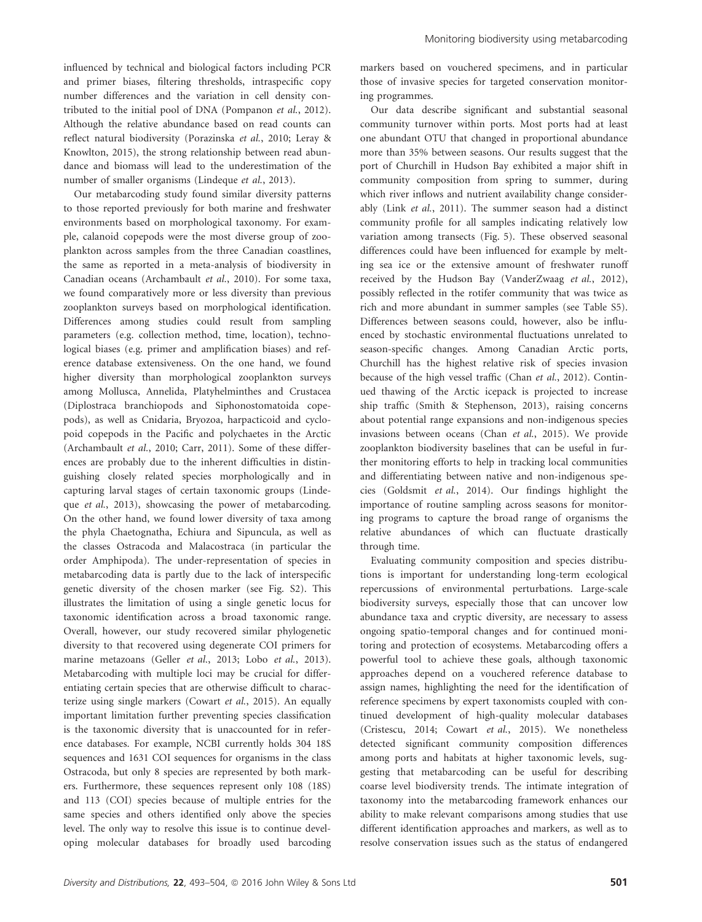influenced by technical and biological factors including PCR and primer biases, filtering thresholds, intraspecific copy number differences and the variation in cell density contributed to the initial pool of DNA (Pompanon *et al.*, 2012). Although the relative abundance based on read counts can reflect natural biodiversity (Porazinska *et al.*, 2010; Leray & Knowlton, 2015), the strong relationship between read abundance and biomass will lead to the underestimation of the number of smaller organisms (Lindeque *et al.*, 2013).

Our metabarcoding study found similar diversity patterns to those reported previously for both marine and freshwater environments based on morphological taxonomy. For example, calanoid copepods were the most diverse group of zooplankton across samples from the three Canadian coastlines, the same as reported in a meta-analysis of biodiversity in Canadian oceans (Archambault *et al.*, 2010). For some taxa, we found comparatively more or less diversity than previous zooplankton surveys based on morphological identification. Differences among studies could result from sampling parameters (e.g. collection method, time, location), technological biases (e.g. primer and amplification biases) and reference database extensiveness. On the one hand, we found higher diversity than morphological zooplankton surveys among Mollusca, Annelida, Platyhelminthes and Crustacea (Diplostraca branchiopods and Siphonostomatoida copepods), as well as Cnidaria, Bryozoa, harpacticoid and cyclopoid copepods in the Pacific and polychaetes in the Arctic (Archambault *et al.*, 2010; Carr, 2011). Some of these differences are probably due to the inherent difficulties in distinguishing closely related species morphologically and in capturing larval stages of certain taxonomic groups (Lindeque *et al.*, 2013), showcasing the power of metabarcoding. On the other hand, we found lower diversity of taxa among the phyla Chaetognatha, Echiura and Sipuncula, as well as the classes Ostracoda and Malacostraca (in particular the order Amphipoda). The under-representation of species in metabarcoding data is partly due to the lack of interspecific genetic diversity of the chosen marker (see Fig. S2). This illustrates the limitation of using a single genetic locus for taxonomic identification across a broad taxonomic range. Overall, however, our study recovered similar phylogenetic diversity to that recovered using degenerate COI primers for marine metazoans (Geller *et al.*, 2013; Lobo *et al.*, 2013). Metabarcoding with multiple loci may be crucial for differentiating certain species that are otherwise difficult to characterize using single markers (Cowart *et al.*, 2015). An equally important limitation further preventing species classification is the taxonomic diversity that is unaccounted for in reference databases. For example, NCBI currently holds 304 18S sequences and 1631 COI sequences for organisms in the class Ostracoda, but only 8 species are represented by both markers. Furthermore, these sequences represent only 108 (18S) and 113 (COI) species because of multiple entries for the same species and others identified only above the species level. The only way to resolve this issue is to continue developing molecular databases for broadly used barcoding markers based on vouchered specimens, and in particular those of invasive species for targeted conservation monitoring programmes.

Our data describe significant and substantial seasonal community turnover within ports. Most ports had at least one abundant OTU that changed in proportional abundance more than 35% between seasons. Our results suggest that the port of Churchill in Hudson Bay exhibited a major shift in community composition from spring to summer, during which river inflows and nutrient availability change considerably (Link *et al.*, 2011). The summer season had a distinct community profile for all samples indicating relatively low variation among transects (Fig. 5). These observed seasonal differences could have been influenced for example by melting sea ice or the extensive amount of freshwater runoff received by the Hudson Bay (VanderZwaag *et al.*, 2012), possibly reflected in the rotifer community that was twice as rich and more abundant in summer samples (see Table S5). Differences between seasons could, however, also be influenced by stochastic environmental fluctuations unrelated to season-specific changes. Among Canadian Arctic ports, Churchill has the highest relative risk of species invasion because of the high vessel traffic (Chan *et al.*, 2012). Continued thawing of the Arctic icepack is projected to increase ship traffic (Smith & Stephenson, 2013), raising concerns about potential range expansions and non-indigenous species invasions between oceans (Chan *et al.*, 2015). We provide zooplankton biodiversity baselines that can be useful in further monitoring efforts to help in tracking local communities and differentiating between native and non-indigenous species (Goldsmit *et al.*, 2014). Our findings highlight the importance of routine sampling across seasons for monitoring programs to capture the broad range of organisms the relative abundances of which can fluctuate drastically through time.

Evaluating community composition and species distributions is important for understanding long-term ecological repercussions of environmental perturbations. Large-scale biodiversity surveys, especially those that can uncover low abundance taxa and cryptic diversity, are necessary to assess ongoing spatio-temporal changes and for continued monitoring and protection of ecosystems. Metabarcoding offers a powerful tool to achieve these goals, although taxonomic approaches depend on a vouchered reference database to assign names, highlighting the need for the identification of reference specimens by expert taxonomists coupled with continued development of high-quality molecular databases (Cristescu, 2014; Cowart *et al.*, 2015). We nonetheless detected significant community composition differences among ports and habitats at higher taxonomic levels, suggesting that metabarcoding can be useful for describing coarse level biodiversity trends. The intimate integration of taxonomy into the metabarcoding framework enhances our ability to make relevant comparisons among studies that use different identification approaches and markers, as well as to resolve conservation issues such as the status of endangered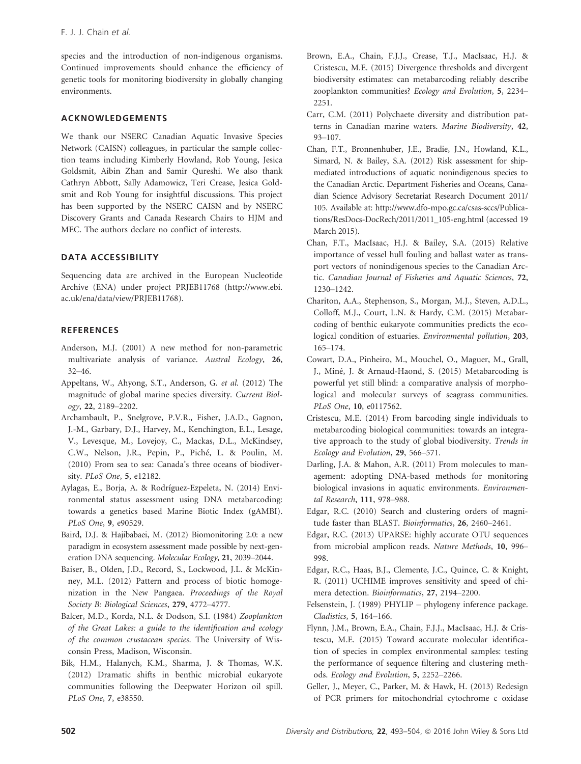species and the introduction of non-indigenous organisms. Continued improvements should enhance the efficiency of genetic tools for monitoring biodiversity in globally changing environments.

## ACKNOWLEDGEMENTS

We thank our NSERC Canadian Aquatic Invasive Species Network (CAISN) colleagues, in particular the sample collection teams including Kimberly Howland, Rob Young, Jesica Goldsmit, Aibin Zhan and Samir Qureshi. We also thank Cathryn Abbott, Sally Adamowicz, Teri Crease, Jesica Goldsmit and Rob Young for insightful discussions. This project has been supported by the NSERC CAISN and by NSERC Discovery Grants and Canada Research Chairs to HJM and MEC. The authors declare no conflict of interests.

## DATA ACCESSIBILITY

Sequencing data are archived in the European Nucleotide Archive (ENA) under project PRJEB11768 (http://www.ebi.ac.uk/ena/data/view/PRJEB11768).

## REFERENCES

Anderson, M.J. (2001) A new method for non-parametric multivariate analysis of variance. *Austral Ecology*, **26**, 32–46.

Appeltans, W., Ahyong, S.T., Anderson, G. *et al.* (2012) The magnitude of global marine species diversity. *Current Biology*, **22**, 2189–2202.

Archambault, P., Snelgrove, P.V.R., Fisher, J.A.D., Gagnon, J.-M., Garbary, D.J., Harvey, M., Kenchington, E.L., Lesage, V., Levesque, M., Lovejoy, C., Mackas, D.L., McKindsey, C.W., Nelson, J.R., Pepin, P., Piché, L. & Poulin, M. (2010) From sea to sea: Canada's three oceans of biodiversity. *PLoS One*, **5**, e12182.

Aylagas, E., Borja, A. & Rodríguez-Ezpeleta, N. (2014) Environmental status assessment using DNA metabarcoding: towards a genetics based Marine Biotic Index (gAMBI). *PLoS One*, **9**, e90529.

Baird, D.J. & Hajibabaei, M. (2012) Biomonitoring 2.0: a new paradigm in ecosystem assessment made possible by next-generation DNA sequencing. *Molecular Ecology*, **21**, 2039–2044.

Baiser, B., Olden, J.D., Record, S., Lockwood, J.L. & McKinney, M.L. (2012) Pattern and process of biotic homogenization in the New Pangaea. *Proceedings of the Royal Society B: Biological Sciences*, **279**, 4772–4777.

Balcer, M.D., Korda, N.L. & Dodson, S.I. (1984) *Zooplankton of the Great Lakes: a guide to the identification and ecology of the common crustacean species*. The University of Wisconsin Press, Madison, Wisconsin.

Bik, H.M., Halanych, K.M., Sharma, J. & Thomas, W.K. (2012) Dramatic shifts in benthic microbial eukaryote communities following the Deepwater Horizon oil spill. *PLoS One*, **7**, e38550.

Brown, E.A., Chain, F.J.J., Crease, T.J., MacIsaac, H.J. & Cristescu, M.E. (2015) Divergence thresholds and divergent biodiversity estimates: can metabarcoding reliably describe zooplankton communities? *Ecology and Evolution*, **5**, 2234–2251.

Carr, C.M. (2011) Polychaete diversity and distribution patterns in Canadian marine waters. *Marine Biodiversity*, **42**, 93–107.

Chan, F.T., Bronnenhuber, J.E., Bradie, J.N., Howland, K.L., Simard, N. & Bailey, S.A. (2012) Risk assessment for ship-mediated introductions of aquatic nonindigenous species to the Canadian Arctic. Department Fisheries and Oceans, Canadian Science Advisory Secretariat Research Document 2011/105. Available at: http://www.dfo-mpo.gc.ca/csas-sccs/Publications/ResDocs-DocRech/2011/2011_105-eng.html (accessed 19 March 2015).

Chan, F.T., MacIsaac, H.J. & Bailey, S.A. (2015) Relative importance of vessel hull fouling and ballast water as transport vectors of nonindigenous species to the Canadian Arctic. *Canadian Journal of Fisheries and Aquatic Sciences*, **72**, 1230–1242.

Chariton, A.A., Stephenson, S., Morgan, M.J., Steven, A.D.L., Colloff, M.J., Court, L.N. & Hardy, C.M. (2015) Metabarcoding of benthic eukaryote communities predicts the ecological condition of estuaries. *Environmental pollution*, **203**, 165–174.

Cowart, D.A., Pinheiro, M., Mouchel, O., Maguer, M., Grall, J., Miné, J. & Arnaud-Haond, S. (2015) Metabarcoding is powerful yet still blind: a comparative analysis of morphological and molecular surveys of seagrass communities. *PLoS One*, **10**, e0117562.

Cristescu, M.E. (2014) From barcoding single individuals to metabarcoding biological communities: towards an integrative approach to the study of global biodiversity. *Trends in Ecology and Evolution*, **29**, 566–571.

Darling, J.A. & Mahon, A.R. (2011) From molecules to management: adopting DNA-based methods for monitoring biological invasions in aquatic environments. *Environmental Research*, **111**, 978–988.

Edgar, R.C. (2010) Search and clustering orders of magnitude faster than BLAST. *Bioinformatics*, **26**, 2460–2461.

Edgar, R.C. (2013) UPARSE: highly accurate OTU sequences from microbial amplicon reads. *Nature Methods*, **10**, 996–998.

Edgar, R.C., Haas, B.J., Clemente, J.C., Quince, C. & Knight, R. (2011) UCHIME improves sensitivity and speed of chimera detection. *Bioinformatics*, **27**, 2194–2200.

Felsenstein, J. (1989) PHYLIP – phylogeny inference package. *Cladistics*, **5**, 164–166.

Flynn, J.M., Brown, E.A., Chain, F.J.J., MacIsaac, H.J. & Cristescu, M.E. (2015) Toward accurate molecular identification of species in complex environmental samples: testing the performance of sequence filtering and clustering methods. *Ecology and Evolution*, **5**, 2252–2266.

Geller, J., Meyer, C., Parker, M. & Hawk, H. (2013) Redesign of PCR primers for mitochondrial cytochrome c oxidase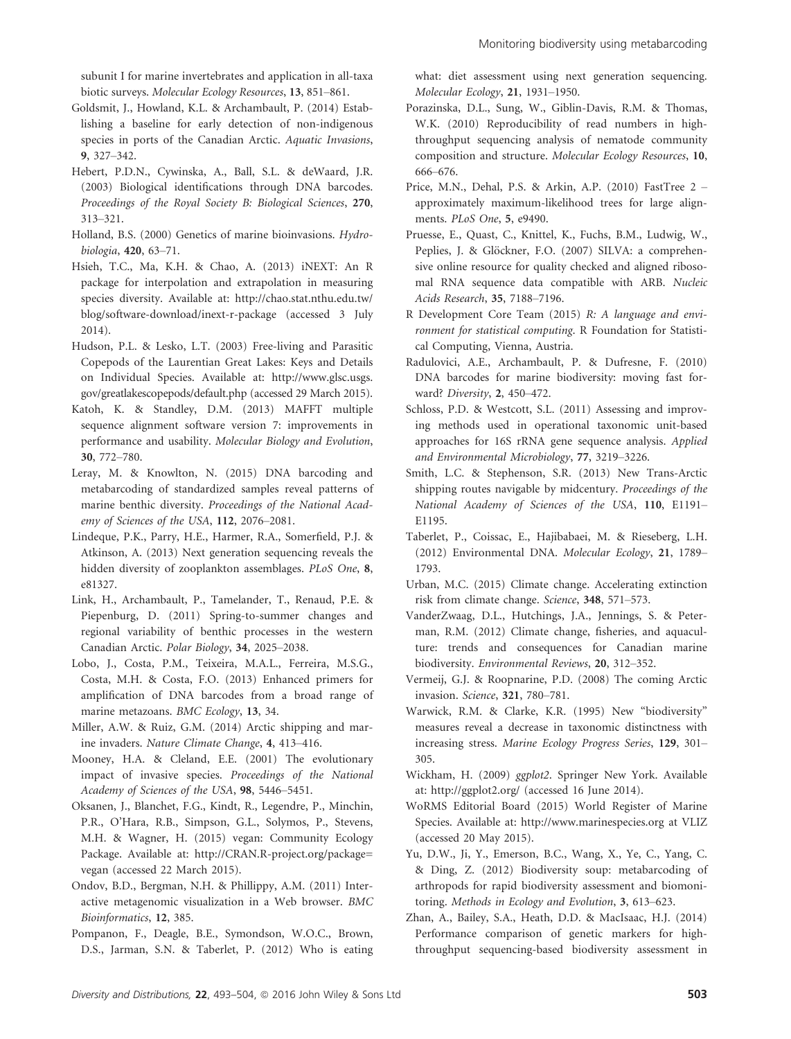subunit I for marine invertebrates and application in all-taxa biotic surveys. *Molecular Ecology Resources*, **13**, 851–861.

Goldsmit, J., Howland, K.L. & Archambault, P. (2014) Establishing a baseline for early detection of non-indigenous species in ports of the Canadian Arctic. *Aquatic Invasions*, **9**, 327–342.

Hebert, P.D.N., Cywinska, A., Ball, S.L. & deWaard, J.R. (2003) Biological identifications through DNA barcodes. *Proceedings of the Royal Society B: Biological Sciences*, **270**, 313–321.

Holland, B.S. (2000) Genetics of marine bioinvasions. *Hydrobiologia*, **420**, 63–71.

Hsieh, T.C., Ma, K.H. & Chao, A. (2013) iNEXT: An R package for interpolation and extrapolation in measuring species diversity. Available at: http://chao.stat.nthu.edu.tw/blog/software-download/inext-r-package (accessed 3 July 2014).

Hudson, P.L. & Lesko, L.T. (2003) Free-living and Parasitic Copepods of the Laurentian Great Lakes: Keys and Details on Individual Species. Available at: http://www.glsc.usgs.gov/greatlakescopepods/default.php (accessed 29 March 2015).

Katoh, K. & Standley, D.M. (2013) MAFFT multiple sequence alignment software version 7: improvements in performance and usability. *Molecular Biology and Evolution*, **30**, 772–780.

Leray, M. & Knowlton, N. (2015) DNA barcoding and metabarcoding of standardized samples reveal patterns of marine benthic diversity. *Proceedings of the National Academy of Sciences of the USA*, **112**, 2076–2081.

Lindeque, P.K., Parry, H.E., Harmer, R.A., Somerfield, P.J. & Atkinson, A. (2013) Next generation sequencing reveals the hidden diversity of zooplankton assemblages. *PLoS One*, **8**, e81327.

Link, H., Archambault, P., Tamelander, T., Renaud, P.E. & Piepenburg, D. (2011) Spring-to-summer changes and regional variability of benthic processes in the western Canadian Arctic. *Polar Biology*, **34**, 2025–2038.

Lobo, J., Costa, P.M., Teixeira, M.A.L., Ferreira, M.S.G., Costa, M.H. & Costa, F.O. (2013) Enhanced primers for amplification of DNA barcodes from a broad range of marine metazoans. *BMC Ecology*, **13**, 34.

Miller, A.W. & Ruiz, G.M. (2014) Arctic shipping and marine invaders. *Nature Climate Change*, **4**, 413–416.

Mooney, H.A. & Cleland, E.E. (2001) The evolutionary impact of invasive species. *Proceedings of the National Academy of Sciences of the USA*, **98**, 5446–5451.

Oksanen, J., Blanchet, F.G., Kindt, R., Legendre, P., Minchin, P.R., O'Hara, R.B., Simpson, G.L., Solymos, P., Stevens, M.H. & Wagner, H. (2015) vegan: Community Ecology Package. Available at: http://CRAN.R-project.org/package=vegan (accessed 22 March 2015).

Ondov, B.D., Bergman, N.H. & Phillippy, A.M. (2011) Interactive metagenomic visualization in a Web browser. *BMC Bioinformatics*, **12**, 385.

Pompanon, F., Deagle, B.E., Symondson, W.O.C., Brown, D.S., Jarman, S.N. & Taberlet, P. (2012) Who is eating what: diet assessment using next generation sequencing. *Molecular Ecology*, **21**, 1931–1950.

Porazinska, D.L., Sung, W., Giblin-Davis, R.M. & Thomas, W.K. (2010) Reproducibility of read numbers in high-throughput sequencing analysis of nematode community composition and structure. *Molecular Ecology Resources*, **10**, 666–676.

Price, M.N., Dehal, P.S. & Arkin, A.P. (2010) FastTree 2 – approximately maximum-likelihood trees for large alignments. *PLoS One*, **5**, e9490.

Pruesse, E., Quast, C., Knittel, K., Fuchs, B.M., Ludwig, W., Peplies, J. & Glöckner, F.O. (2007) SILVA: a comprehensive online resource for quality checked and aligned ribosomal RNA sequence data compatible with ARB. *Nucleic Acids Research*, **35**, 7188–7196.

R Development Core Team (2015) *R: A language and environment for statistical computing*. R Foundation for Statistical Computing, Vienna, Austria.

Radulovici, A.E., Archambault, P. & Dufresne, F. (2010) DNA barcodes for marine biodiversity: moving fast forward? *Diversity*, **2**, 450–472.

Schloss, P.D. & Westcott, S.L. (2011) Assessing and improving methods used in operational taxonomic unit-based approaches for 16S rRNA gene sequence analysis. *Applied and Environmental Microbiology*, **77**, 3219–3226.

Smith, L.C. & Stephenson, S.R. (2013) New Trans-Arctic shipping routes navigable by midcentury. *Proceedings of the National Academy of Sciences of the USA*, **110**, E1191–E1195.

Taberlet, P., Coissac, E., Hajibabaei, M. & Rieseberg, L.H. (2012) Environmental DNA. *Molecular Ecology*, **21**, 1789–1793.

Urban, M.C. (2015) Climate change. Accelerating extinction risk from climate change. *Science*, **348**, 571–573.

VanderZwaag, D.L., Hutchings, J.A., Jennings, S. & Peterman, R.M. (2012) Climate change, fisheries, and aquaculture: trends and consequences for Canadian marine biodiversity. *Environmental Reviews*, **20**, 312–352.

Vermeij, G.J. & Roopnarine, P.D. (2008) The coming Arctic invasion. *Science*, **321**, 780–781.

Warwick, R.M. & Clarke, K.R. (1995) New "biodiversity" measures reveal a decrease in taxonomic distinctness with increasing stress. *Marine Ecology Progress Series*, **129**, 301–305.

Wickham, H. (2009) *ggplot2*. Springer New York. Available at: http://ggplot2.org/ (accessed 16 June 2014).

WoRMS Editorial Board (2015) World Register of Marine Species. Available at: http://www.marinespecies.org at VLIZ (accessed 20 May 2015).

Yu, D.W., Ji, Y., Emerson, B.C., Wang, X., Ye, C., Yang, C. & Ding, Z. (2012) Biodiversity soup: metabarcoding of arthropods for rapid biodiversity assessment and biomonitoring. *Methods in Ecology and Evolution*, **3**, 613–623.

Zhan, A., Bailey, S.A., Heath, D.D. & MacIsaac, H.J. (2014) Performance comparison of genetic markers for high-throughput sequencing-based biodiversity assessment in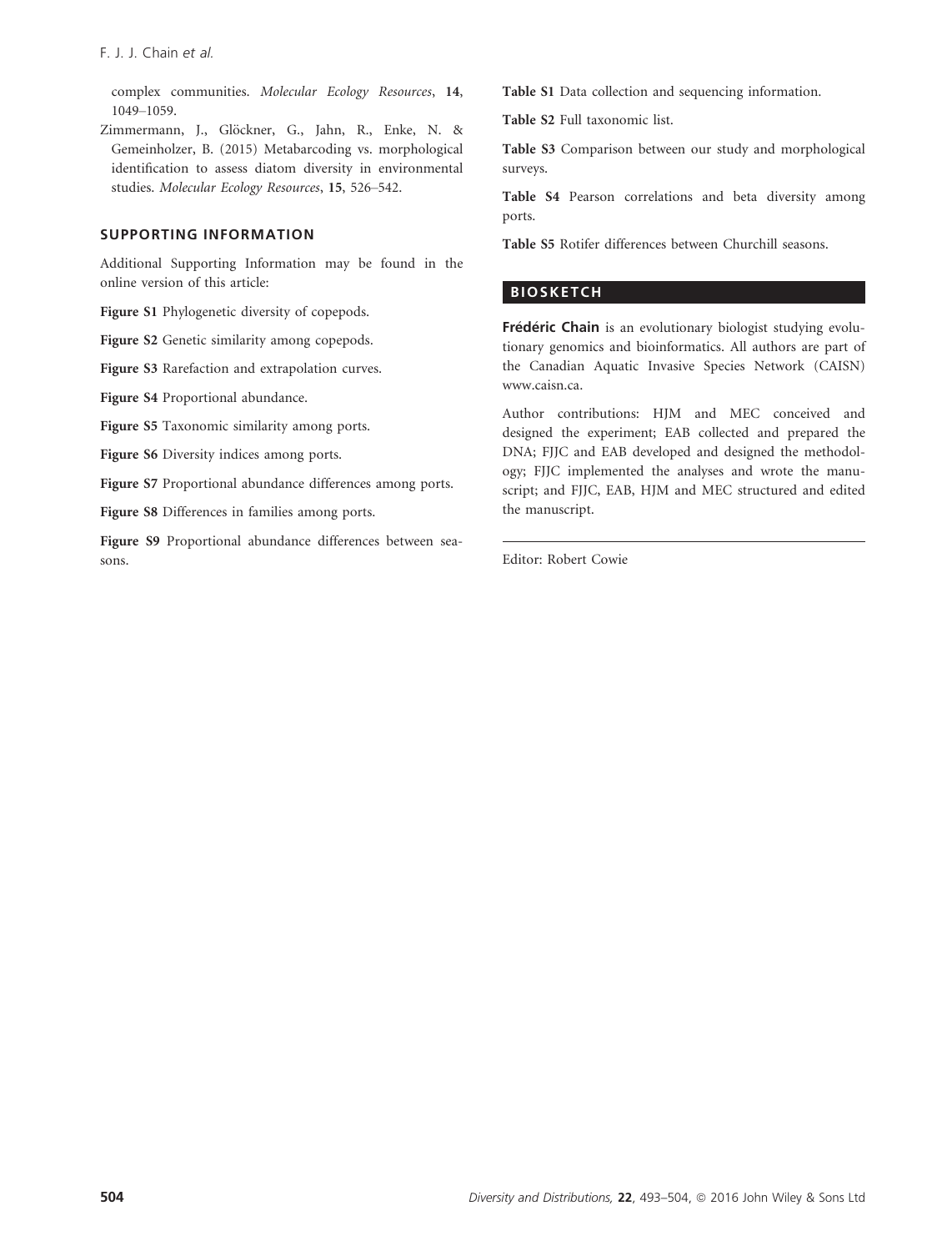complex communities. *Molecular Ecology Resources*, **14**, 1049–1059.

Zimmermann, J., Glöckner, G., Jahn, R., Enke, N. & Gemeinholzer, B. (2015) Metabarcoding vs. morphological identification to assess diatom diversity in environmental studies. *Molecular Ecology Resources*, **15**, 526–542.

## SUPPORTING INFORMATION

Additional Supporting Information may be found in the online version of this article:

**Figure S1** Phylogenetic diversity of copepods.

**Figure S2** Genetic similarity among copepods.

**Figure S3** Rarefaction and extrapolation curves.

**Figure S4** Proportional abundance.

**Figure S5** Taxonomic similarity among ports.

**Figure S6** Diversity indices among ports.

**Figure S7** Proportional abundance differences among ports.

**Figure S8** Differences in families among ports.

**Figure S9** Proportional abundance differences between seasons.

**Table S1** Data collection and sequencing information.

**Table S2** Full taxonomic list.

**Table S3** Comparison between our study and morphological surveys.

**Table S4** Pearson correlations and beta diversity among ports.

**Table S5** Rotifer differences between Churchill seasons.

## BIOSKETCH

**Frédéric Chain** is an evolutionary biologist studying evolutionary genomics and bioinformatics. All authors are part of the Canadian Aquatic Invasive Species Network (CAISN) www.caisn.ca.

Author contributions: HJM and MEC conceived and designed the experiment; EAB collected and prepared the DNA; FJJC and EAB developed and designed the methodology; FJJC implemented the analyses and wrote the manuscript; and FJJC, EAB, HJM and MEC structured and edited the manuscript.

Editor: Robert Cowie